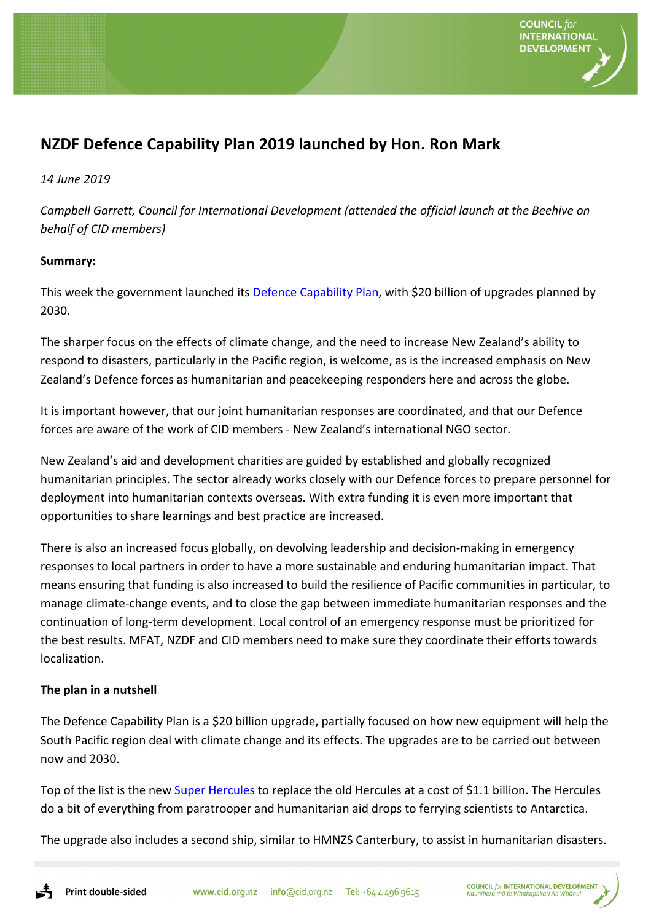# NZDF Defence Capability Plan 2019 launched by Hon. Ron Mark

*14 June 2019*

*Campbell Garrett, Council for International Development (attended the official launch at the Beehive on behalf of CID members)*

**Summary:**

This week the government launched its Defence Capability Plan, with $20 billion of upgrades planned by 2030.

The sharper focus on the effects of climate change, and the need to increase New Zealand's ability to respond to disasters, particularly in the Pacific region, is welcome, as is the increased emphasis on New Zealand's Defence forces as humanitarian and peacekeeping responders here and across the globe.

It is important however, that our joint humanitarian responses are coordinated, and that our Defence forces are aware of the work of CID members - New Zealand's international NGO sector.

New Zealand's aid and development charities are guided by established and globally recognized humanitarian principles. The sector already works closely with our Defence forces to prepare personnel for deployment into humanitarian contexts overseas. With extra funding it is even more important that opportunities to share learnings and best practice are increased.

There is also an increased focus globally, on devolving leadership and decision-making in emergency responses to local partners in order to have a more sustainable and enduring humanitarian impact. That means ensuring that funding is also increased to build the resilience of Pacific communities in particular, to manage climate-change events, and to close the gap between immediate humanitarian responses and the continuation of long-term development. Local control of an emergency response must be prioritized for the best results. MFAT, NZDF and CID members need to make sure they coordinate their efforts towards localization.

**The plan in a nutshell**

The Defence Capability Plan is a $20 billion upgrade, partially focused on how new equipment will help the South Pacific region deal with climate change and its effects. The upgrades are to be carried out between now and 2030.

Top of the list is the new Super Hercules to replace the old Hercules at a cost of $1.1 billion. The Hercules do a bit of everything from paratrooper and humanitarian aid drops to ferrying scientists to Antarctica.

The upgrade also includes a second ship, similar to HMNZS Canterbury, to assist in humanitarian disasters.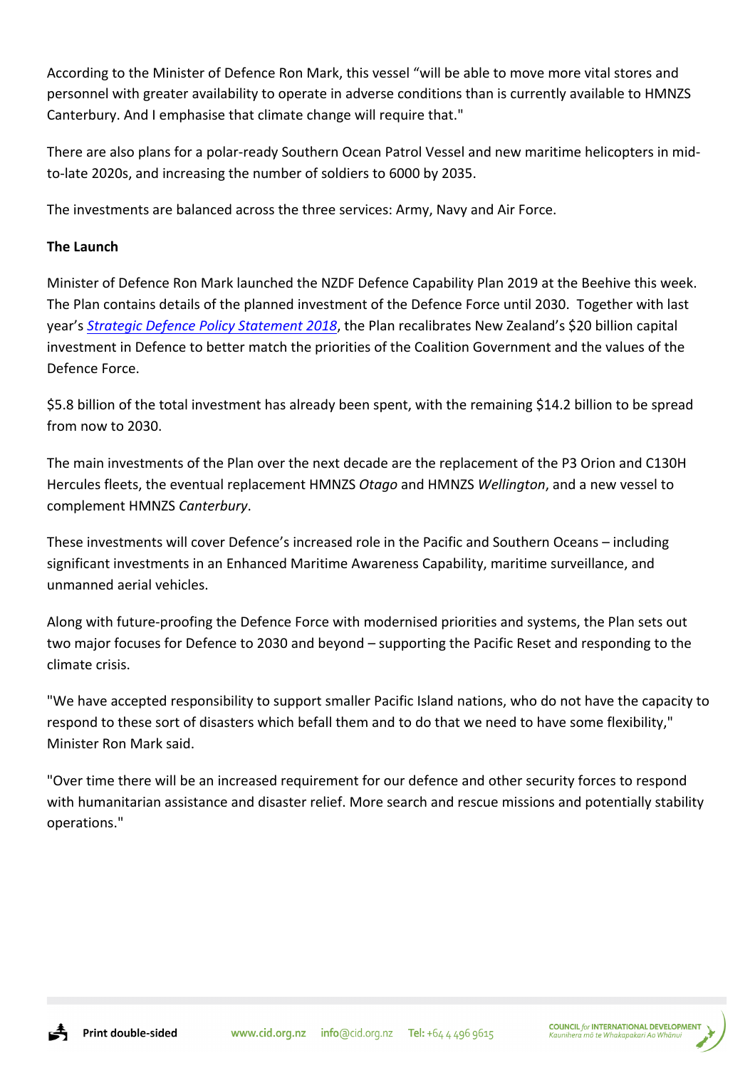According to the Minister of Defence Ron Mark, this vessel “will be able to move more vital stores and personnel with greater availability to operate in adverse conditions than is currently available to HMNZS Canterbury. And I emphasise that climate change will require that."

There are also plans for a polar-ready Southern Ocean Patrol Vessel and new maritime helicopters in mid-to-late 2020s, and increasing the number of soldiers to 6000 by 2035.

The investments are balanced across the three services: Army, Navy and Air Force.

**The Launch**

Minister of Defence Ron Mark launched the NZDF Defence Capability Plan 2019 at the Beehive this week. The Plan contains details of the planned investment of the Defence Force until 2030. Together with last year’s *Strategic Defence Policy Statement 2018*, the Plan recalibrates New Zealand’s $20 billion capital investment in Defence to better match the priorities of the Coalition Government and the values of the Defence Force.

$5.8 billion of the total investment has already been spent, with the remaining $14.2 billion to be spread from now to 2030.

The main investments of the Plan over the next decade are the replacement of the P3 Orion and C130H Hercules fleets, the eventual replacement HMNZS *Otago* and HMNZS *Wellington*, and a new vessel to complement HMNZS *Canterbury*.

These investments will cover Defence’s increased role in the Pacific and Southern Oceans – including significant investments in an Enhanced Maritime Awareness Capability, maritime surveillance, and unmanned aerial vehicles.

Along with future-proofing the Defence Force with modernised priorities and systems, the Plan sets out two major focuses for Defence to 2030 and beyond – supporting the Pacific Reset and responding to the climate crisis.

"We have accepted responsibility to support smaller Pacific Island nations, who do not have the capacity to respond to these sort of disasters which befall them and to do that we need to have some flexibility," Minister Ron Mark said.

"Over time there will be an increased requirement for our defence and other security forces to respond with humanitarian assistance and disaster relief. More search and rescue missions and potentially stability operations."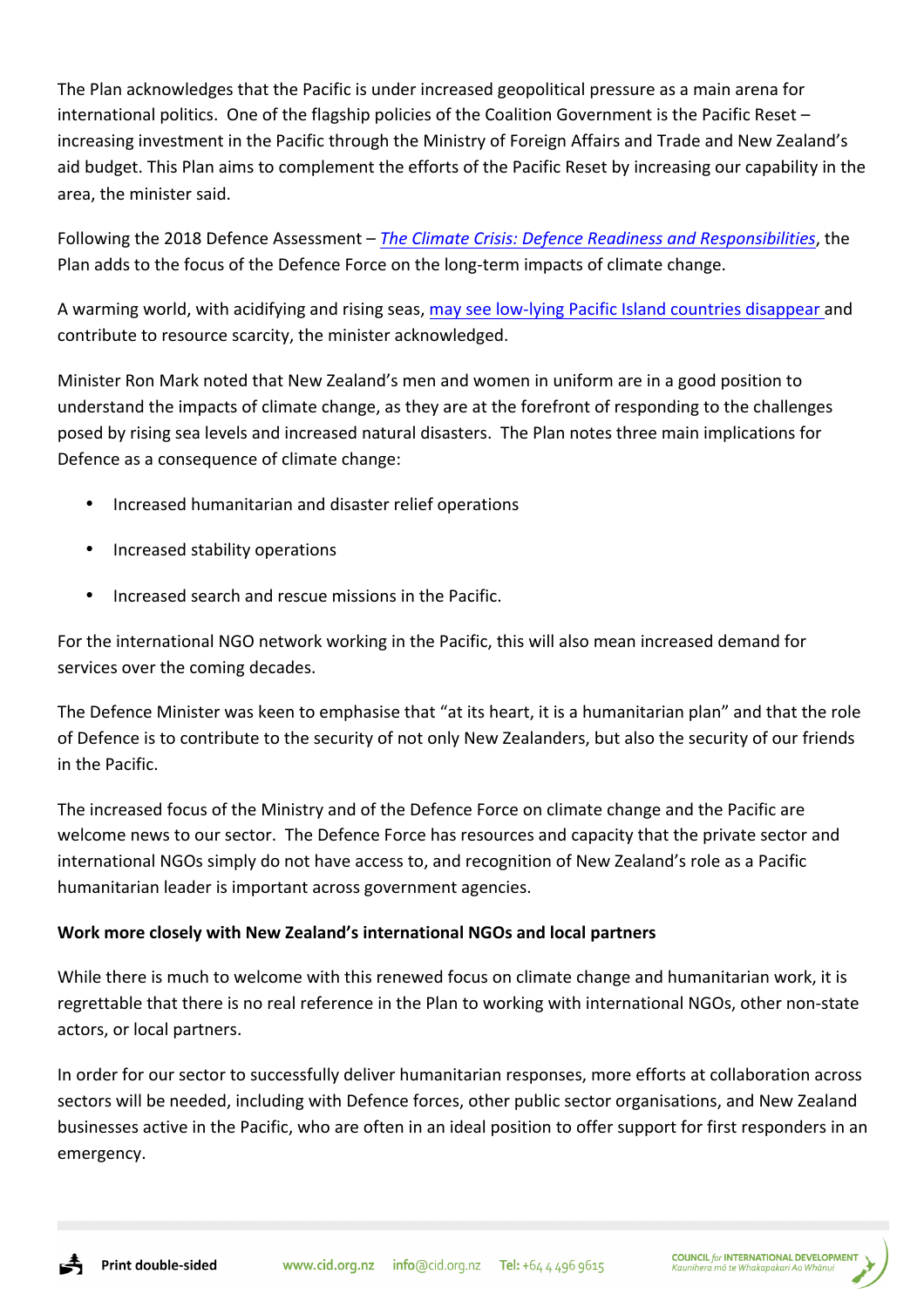The Plan acknowledges that the Pacific is under increased geopolitical pressure as a main arena for international politics. One of the flagship policies of the Coalition Government is the Pacific Reset – increasing investment in the Pacific through the Ministry of Foreign Affairs and Trade and New Zealand's aid budget. This Plan aims to complement the efforts of the Pacific Reset by increasing our capability in the area, the minister said.

Following the 2018 Defence Assessment – *The Climate Crisis: Defence Readiness and Responsibilities*, the Plan adds to the focus of the Defence Force on the long-term impacts of climate change.

A warming world, with acidifying and rising seas, may see low-lying Pacific Island countries disappear and contribute to resource scarcity, the minister acknowledged.

Minister Ron Mark noted that New Zealand's men and women in uniform are in a good position to understand the impacts of climate change, as they are at the forefront of responding to the challenges posed by rising sea levels and increased natural disasters. The Plan notes three main implications for Defence as a consequence of climate change:

- Increased humanitarian and disaster relief operations
- Increased stability operations
- Increased search and rescue missions in the Pacific.

For the international NGO network working in the Pacific, this will also mean increased demand for services over the coming decades.

The Defence Minister was keen to emphasise that "at its heart, it is a humanitarian plan" and that the role of Defence is to contribute to the security of not only New Zealanders, but also the security of our friends in the Pacific.

The increased focus of the Ministry and of the Defence Force on climate change and the Pacific are welcome news to our sector. The Defence Force has resources and capacity that the private sector and international NGOs simply do not have access to, and recognition of New Zealand's role as a Pacific humanitarian leader is important across government agencies.

**Work more closely with New Zealand's international NGOs and local partners**

While there is much to welcome with this renewed focus on climate change and humanitarian work, it is regrettable that there is no real reference in the Plan to working with international NGOs, other non-state actors, or local partners.

In order for our sector to successfully deliver humanitarian responses, more efforts at collaboration across sectors will be needed, including with Defence forces, other public sector organisations, and New Zealand businesses active in the Pacific, who are often in an ideal position to offer support for first responders in an emergency.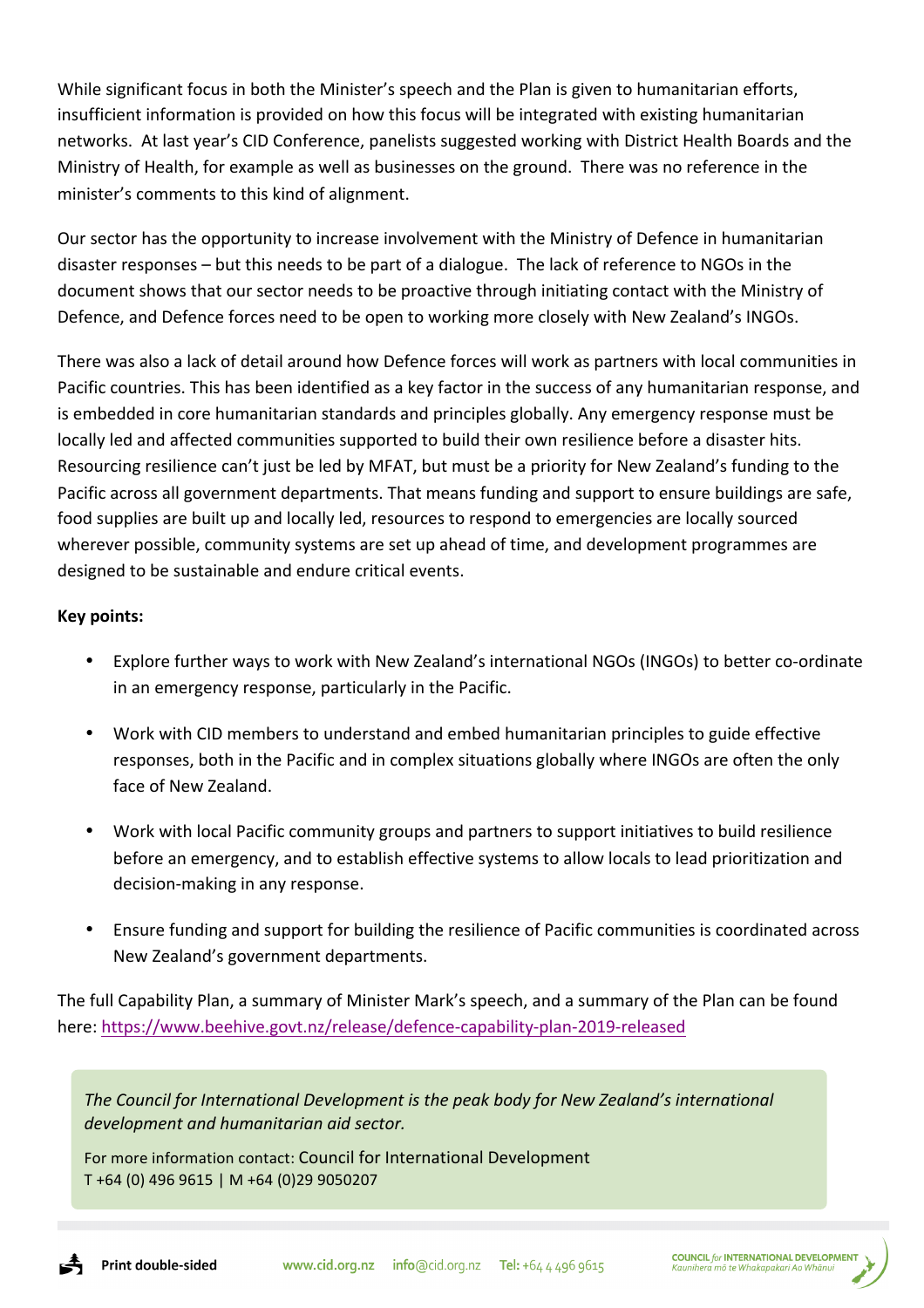While significant focus in both the Minister's speech and the Plan is given to humanitarian efforts, insufficient information is provided on how this focus will be integrated with existing humanitarian networks. At last year's CID Conference, panelists suggested working with District Health Boards and the Ministry of Health, for example as well as businesses on the ground. There was no reference in the minister's comments to this kind of alignment.

Our sector has the opportunity to increase involvement with the Ministry of Defence in humanitarian disaster responses – but this needs to be part of a dialogue. The lack of reference to NGOs in the document shows that our sector needs to be proactive through initiating contact with the Ministry of Defence, and Defence forces need to be open to working more closely with New Zealand's INGOs.

There was also a lack of detail around how Defence forces will work as partners with local communities in Pacific countries. This has been identified as a key factor in the success of any humanitarian response, and is embedded in core humanitarian standards and principles globally. Any emergency response must be locally led and affected communities supported to build their own resilience before a disaster hits. Resourcing resilience can't just be led by MFAT, but must be a priority for New Zealand's funding to the Pacific across all government departments. That means funding and support to ensure buildings are safe, food supplies are built up and locally led, resources to respond to emergencies are locally sourced wherever possible, community systems are set up ahead of time, and development programmes are designed to be sustainable and endure critical events.

**Key points:**

- Explore further ways to work with New Zealand's international NGOs (INGOs) to better co-ordinate in an emergency response, particularly in the Pacific.
- Work with CID members to understand and embed humanitarian principles to guide effective responses, both in the Pacific and in complex situations globally where INGOs are often the only face of New Zealand.
- Work with local Pacific community groups and partners to support initiatives to build resilience before an emergency, and to establish effective systems to allow locals to lead prioritization and decision-making in any response.
- Ensure funding and support for building the resilience of Pacific communities is coordinated across New Zealand's government departments.

The full Capability Plan, a summary of Minister Mark's speech, and a summary of the Plan can be found here: https://www.beehive.govt.nz/release/defence-capability-plan-2019-released

*The Council for International Development is the peak body for New Zealand's international development and humanitarian aid sector.*

For more information contact: Council for International Development
T +64 (0) 496 9615 | M +64 (0)29 9050207